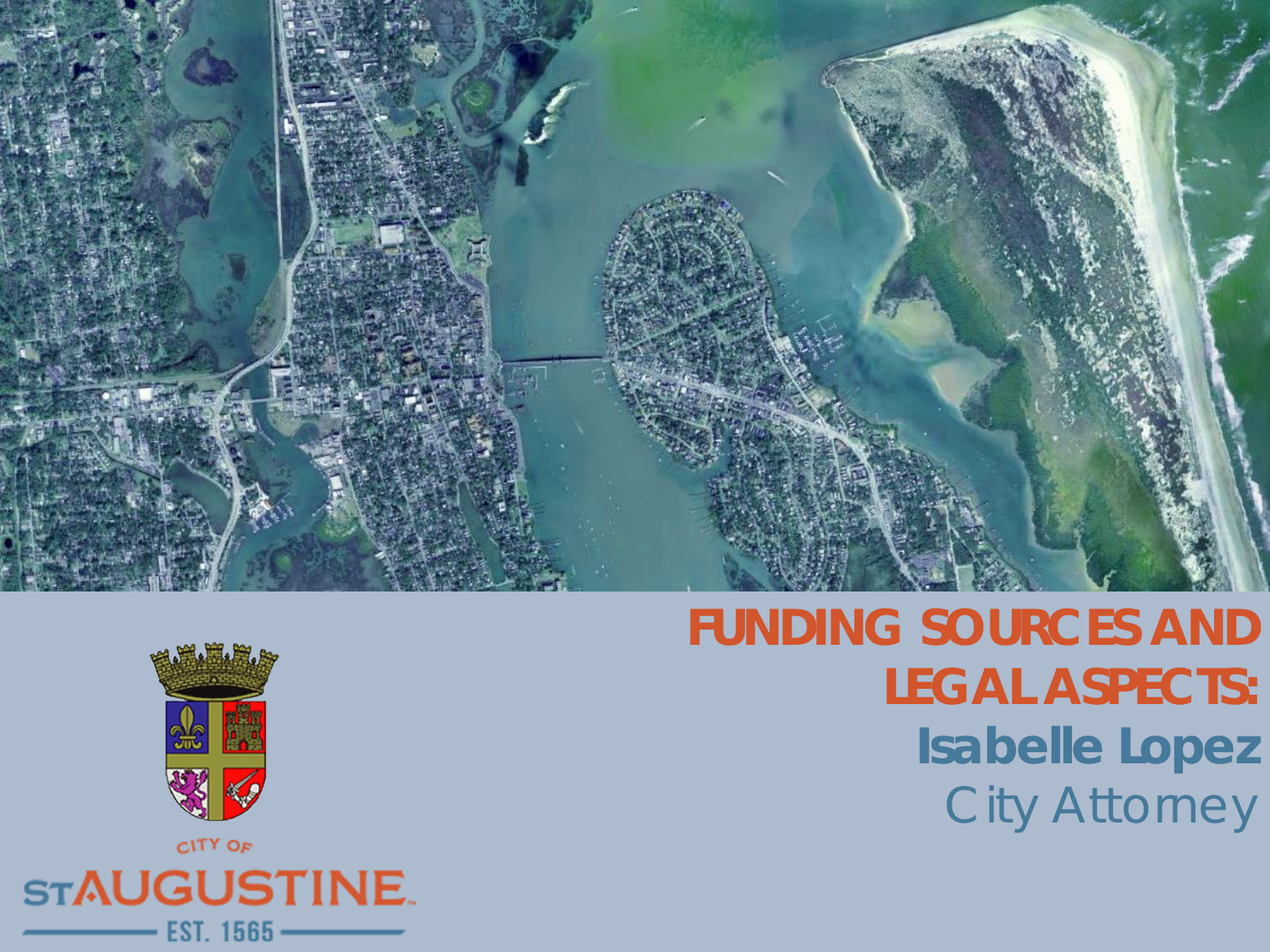# FUNDING SOURCES AND LEGAL ASPECTS:

**Isabelle Lopez**

City Attorney

CITY OF ST AUGUSTINE

EST. 1565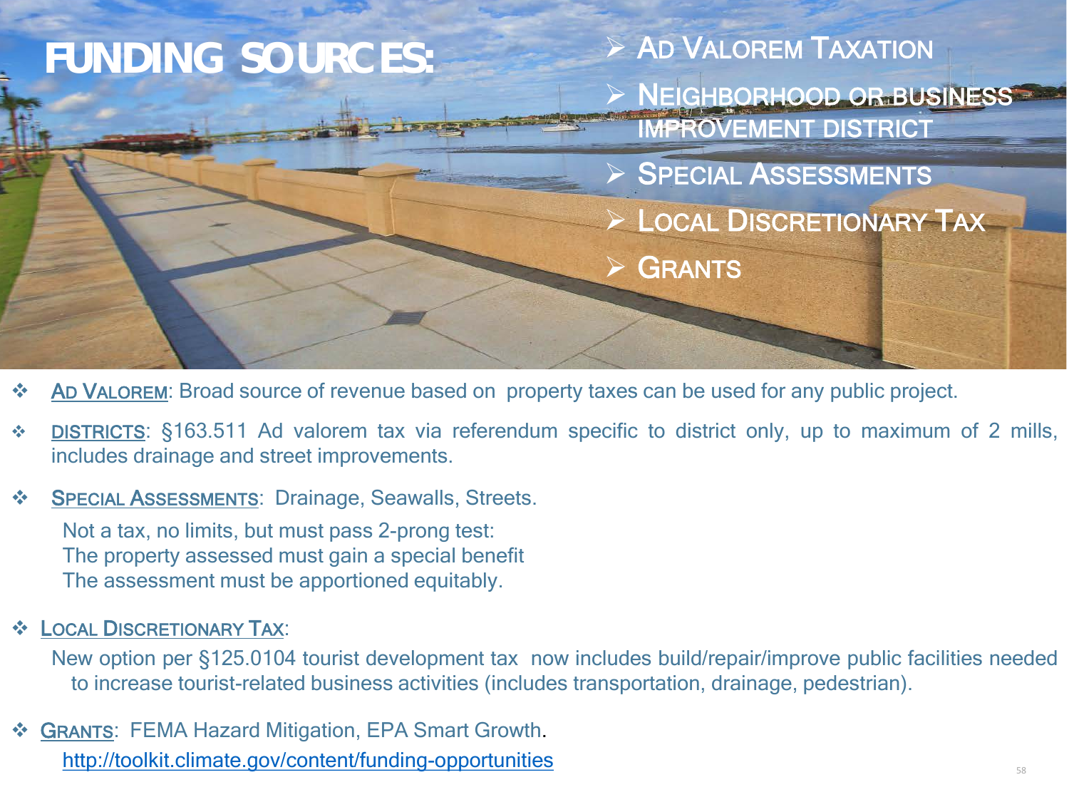# FUNDING SOURCES:

- AD VALOREM TAXATION
- NEIGHBORHOOD OR BUSINESS IMPROVEMENT DISTRICT
- SPECIAL ASSESSMENTS
- LOCAL DISCRETIONARY TAX
- GRANTS

- AD VALOREM: Broad source of revenue based on property taxes can be used for any public project.
- DISTRICTS: §163.511 Ad valorem tax via referendum specific to district only, up to maximum of 2 mills, includes drainage and street improvements.
- SPECIAL ASSESSMENTS: Drainage, Seawalls, Streets.

  Not a tax, no limits, but must pass 2-prong test:
  The property assessed must gain a special benefit
  The assessment must be apportioned equitably.

- LOCAL DISCRETIONARY TAX:

  New option per §125.0104 tourist development tax now includes build/repair/improve public facilities needed to increase tourist-related business activities (includes transportation, drainage, pedestrian).

- GRANTS: FEMA Hazard Mitigation, EPA Smart Growth.

  http://toolkit.climate.gov/content/funding-opportunities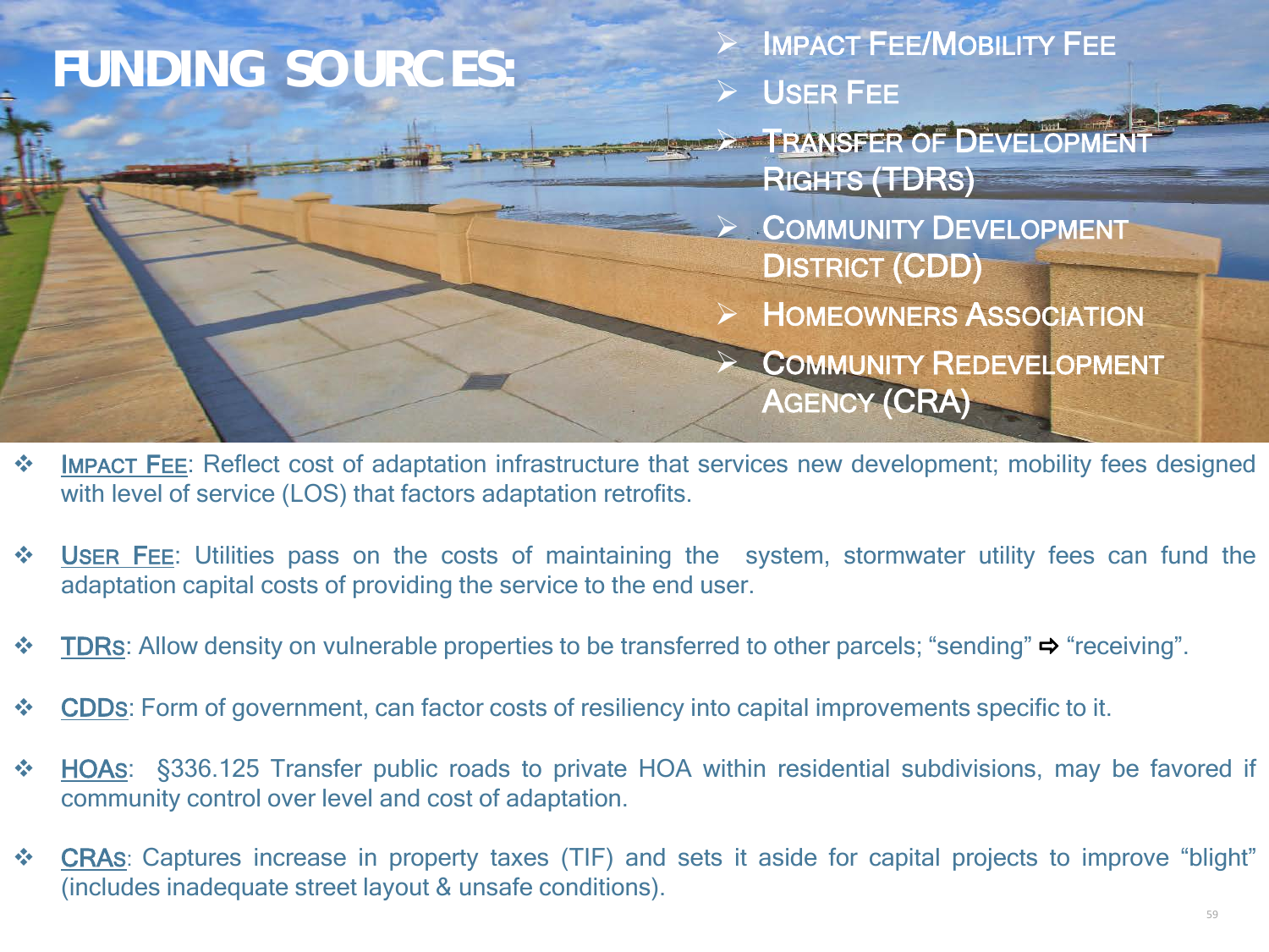# FUNDING SOURCES:

- IMPACT FEE/MOBILITY FEE
- USER FEE
- TRANSFER OF DEVELOPMENT RIGHTS (TDRS)
- COMMUNITY DEVELOPMENT DISTRICT (CDD)
- HOMEOWNERS ASSOCIATION
- COMMUNITY REDEVELOPMENT AGENCY (CRA)

- IMPACT FEE: Reflect cost of adaptation infrastructure that services new development; mobility fees designed with level of service (LOS) that factors adaptation retrofits.

- USER FEE: Utilities pass on the costs of maintaining the system, stormwater utility fees can fund the adaptation capital costs of providing the service to the end user.

- TDRS: Allow density on vulnerable properties to be transferred to other parcels; "sending" ⇨ "receiving".

- CDDS: Form of government, can factor costs of resiliency into capital improvements specific to it.

- HOAS: §336.125 Transfer public roads to private HOA within residential subdivisions, may be favored if community control over level and cost of adaptation.

- CRAS: Captures increase in property taxes (TIF) and sets it aside for capital projects to improve "blight" (includes inadequate street layout & unsafe conditions).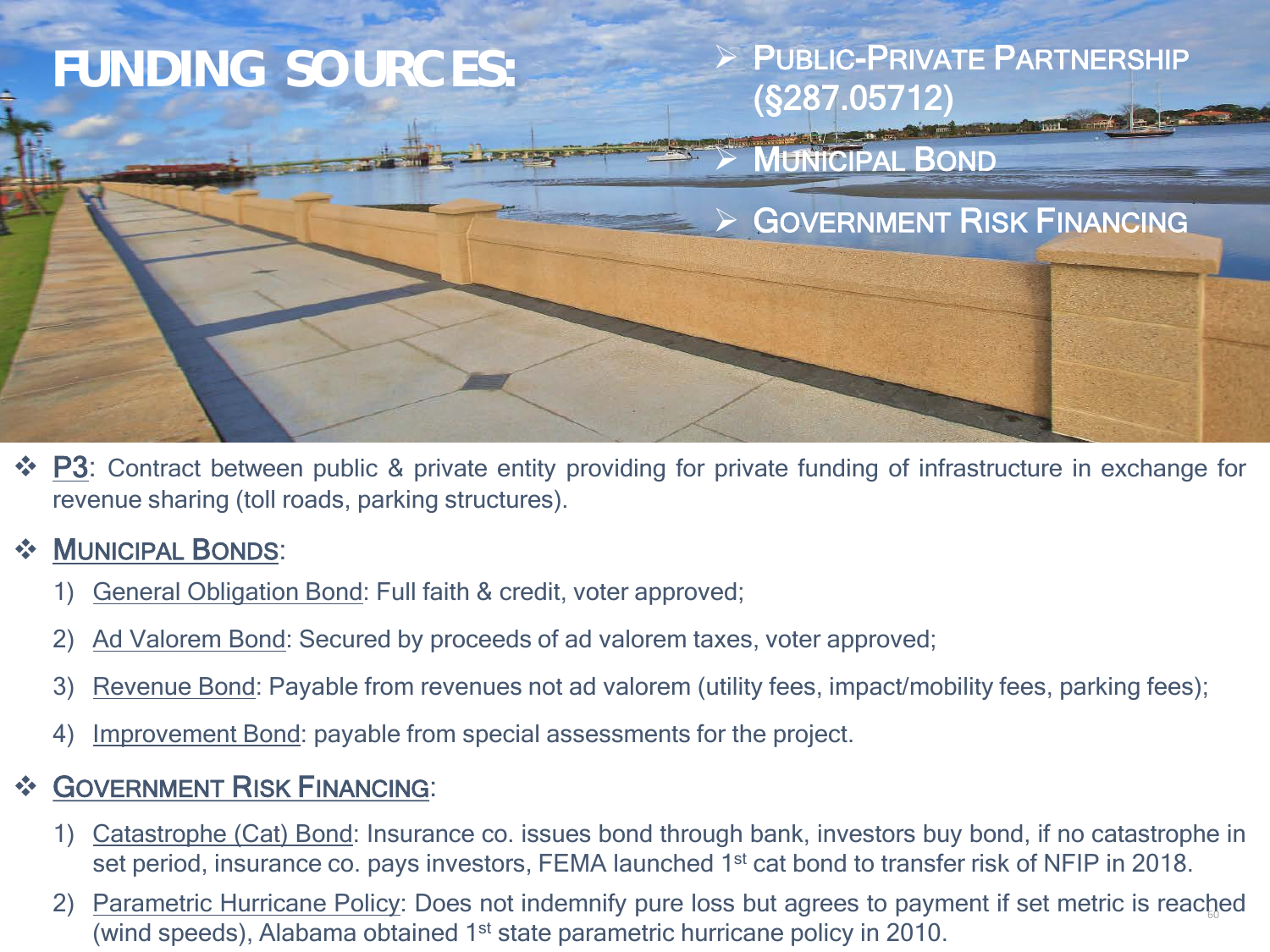# FUNDING SOURCES:

- PUBLIC-PRIVATE PARTNERSHIP (§287.05712)
- MUNICIPAL BOND
- GOVERNMENT RISK FINANCING

- P3: Contract between public & private entity providing for private funding of infrastructure in exchange for revenue sharing (toll roads, parking structures).

- MUNICIPAL BONDS:
  1) General Obligation Bond: Full faith & credit, voter approved;
  2) Ad Valorem Bond: Secured by proceeds of ad valorem taxes, voter approved;
  3) Revenue Bond: Payable from revenues not ad valorem (utility fees, impact/mobility fees, parking fees);
  4) Improvement Bond: payable from special assessments for the project.

- GOVERNMENT RISK FINANCING:
  1) Catastrophe (Cat) Bond: Insurance co. issues bond through bank, investors buy bond, if no catastrophe in set period, insurance co. pays investors, FEMA launched 1st cat bond to transfer risk of NFIP in 2018.
  2) Parametric Hurricane Policy: Does not indemnify pure loss but agrees to payment if set metric is reached (wind speeds), Alabama obtained 1st state parametric hurricane policy in 2010.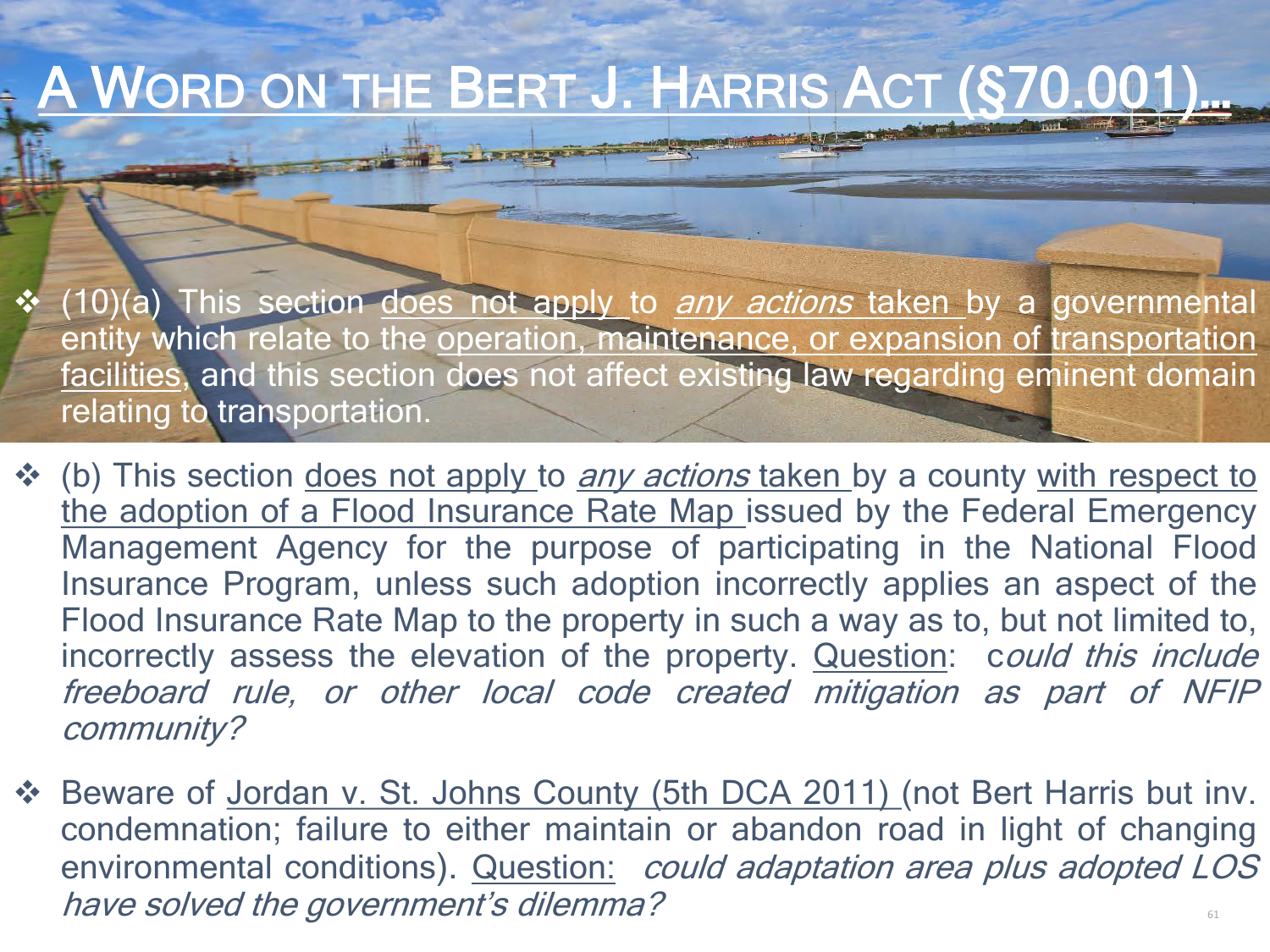# A Word on the Bert J. Harris Act (§70.001)…

- (10)(a) This section does not apply to *any actions* taken by a governmental entity which relate to the operation, maintenance, or expansion of transportation facilities, and this section does not affect existing law regarding eminent domain relating to transportation.

- (b) This section does not apply to *any actions* taken by a county with respect to the adoption of a Flood Insurance Rate Map issued by the Federal Emergency Management Agency for the purpose of participating in the National Flood Insurance Program, unless such adoption incorrectly applies an aspect of the Flood Insurance Rate Map to the property in such a way as to, but not limited to, incorrectly assess the elevation of the property. Question: *could this include freeboard rule, or other local code created mitigation as part of NFIP community?*

- Beware of Jordan v. St. Johns County (5th DCA 2011) (not Bert Harris but inv. condemnation; failure to either maintain or abandon road in light of changing environmental conditions). Question: *could adaptation area plus adopted LOS have solved the government's dilemma?*